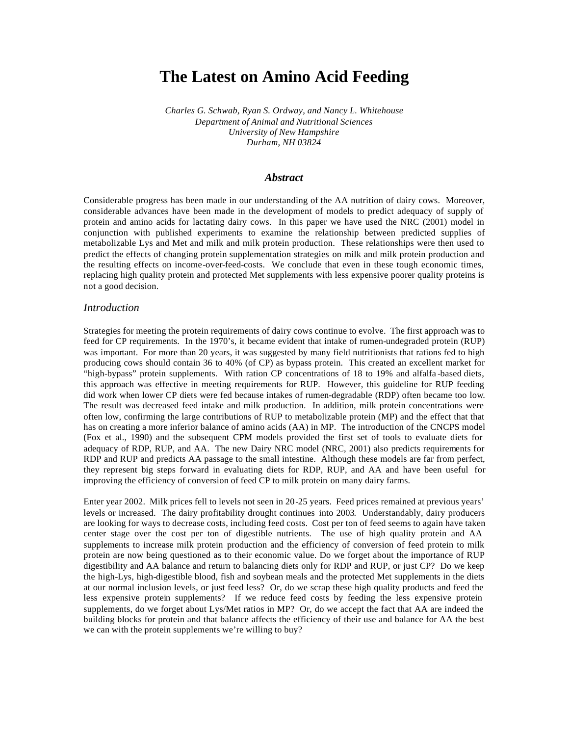# The Latest on Amino Acid Feeding

*Charles G. Schwab, Ryan S. Ordway, and Nancy L. Whitehouse*
*Department of Animal and Nutritional Sciences*
*University of New Hampshire*
*Durham, NH 03824*

## *Abstract*

Considerable progress has been made in our understanding of the AA nutrition of dairy cows. Moreover, considerable advances have been made in the development of models to predict adequacy of supply of protein and amino acids for lactating dairy cows. In this paper we have used the NRC (2001) model in conjunction with published experiments to examine the relationship between predicted supplies of metabolizable Lys and Met and milk and milk protein production. These relationships were then used to predict the effects of changing protein supplementation strategies on milk and milk protein production and the resulting effects on income-over-feed-costs. We conclude that even in these tough economic times, replacing high quality protein and protected Met supplements with less expensive poorer quality proteins is not a good decision.

## *Introduction*

Strategies for meeting the protein requirements of dairy cows continue to evolve. The first approach was to feed for CP requirements. In the 1970's, it became evident that intake of rumen-undegraded protein (RUP) was important. For more than 20 years, it was suggested by many field nutritionists that rations fed to high producing cows should contain 36 to 40% (of CP) as bypass protein. This created an excellent market for "high-bypass" protein supplements. With ration CP concentrations of 18 to 19% and alfalfa-based diets, this approach was effective in meeting requirements for RUP. However, this guideline for RUP feeding did work when lower CP diets were fed because intakes of rumen-degradable (RDP) often became too low. The result was decreased feed intake and milk production. In addition, milk protein concentrations were often low, confirming the large contributions of RUP to metabolizable protein (MP) and the effect that that has on creating a more inferior balance of amino acids (AA) in MP. The introduction of the CNCPS model (Fox et al., 1990) and the subsequent CPM models provided the first set of tools to evaluate diets for adequacy of RDP, RUP, and AA. The new Dairy NRC model (NRC, 2001) also predicts requirements for RDP and RUP and predicts AA passage to the small intestine. Although these models are far from perfect, they represent big steps forward in evaluating diets for RDP, RUP, and AA and have been useful for improving the efficiency of conversion of feed CP to milk protein on many dairy farms.

Enter year 2002. Milk prices fell to levels not seen in 20-25 years. Feed prices remained at previous years' levels or increased. The dairy profitability drought continues into 2003. Understandably, dairy producers are looking for ways to decrease costs, including feed costs. Cost per ton of feed seems to again have taken center stage over the cost per ton of digestible nutrients. The use of high quality protein and AA supplements to increase milk protein production and the efficiency of conversion of feed protein to milk protein are now being questioned as to their economic value. Do we forget about the importance of RUP digestibility and AA balance and return to balancing diets only for RDP and RUP, or just CP? Do we keep the high-Lys, high-digestible blood, fish and soybean meals and the protected Met supplements in the diets at our normal inclusion levels, or just feed less? Or, do we scrap these high quality products and feed the less expensive protein supplements? If we reduce feed costs by feeding the less expensive protein supplements, do we forget about Lys/Met ratios in MP? Or, do we accept the fact that AA are indeed the building blocks for protein and that balance affects the efficiency of their use and balance for AA the best we can with the protein supplements we're willing to buy?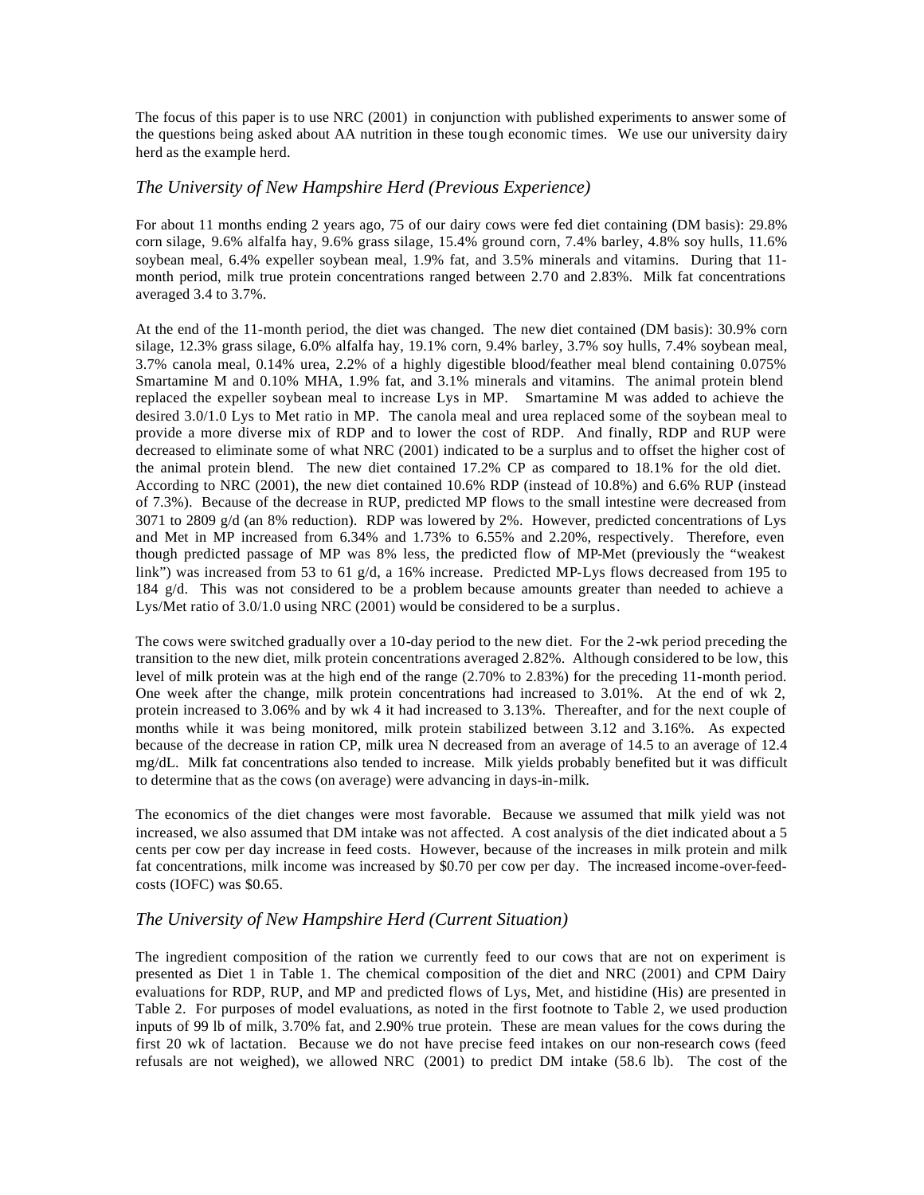The focus of this paper is to use NRC (2001) in conjunction with published experiments to answer some of the questions being asked about AA nutrition in these tough economic times. We use our university dairy herd as the example herd.

## *The University of New Hampshire Herd (Previous Experience)*

For about 11 months ending 2 years ago, 75 of our dairy cows were fed diet containing (DM basis): 29.8% corn silage, 9.6% alfalfa hay, 9.6% grass silage, 15.4% ground corn, 7.4% barley, 4.8% soy hulls, 11.6% soybean meal, 6.4% expeller soybean meal, 1.9% fat, and 3.5% minerals and vitamins. During that 11-month period, milk true protein concentrations ranged between 2.70 and 2.83%. Milk fat concentrations averaged 3.4 to 3.7%.

At the end of the 11-month period, the diet was changed. The new diet contained (DM basis): 30.9% corn silage, 12.3% grass silage, 6.0% alfalfa hay, 19.1% corn, 9.4% barley, 3.7% soy hulls, 7.4% soybean meal, 3.7% canola meal, 0.14% urea, 2.2% of a highly digestible blood/feather meal blend containing 0.075% Smartamine M and 0.10% MHA, 1.9% fat, and 3.1% minerals and vitamins. The animal protein blend replaced the expeller soybean meal to increase Lys in MP. Smartamine M was added to achieve the desired 3.0/1.0 Lys to Met ratio in MP. The canola meal and urea replaced some of the soybean meal to provide a more diverse mix of RDP and to lower the cost of RDP. And finally, RDP and RUP were decreased to eliminate some of what NRC (2001) indicated to be a surplus and to offset the higher cost of the animal protein blend. The new diet contained 17.2% CP as compared to 18.1% for the old diet. According to NRC (2001), the new diet contained 10.6% RDP (instead of 10.8%) and 6.6% RUP (instead of 7.3%). Because of the decrease in RUP, predicted MP flows to the small intestine were decreased from 3071 to 2809 g/d (an 8% reduction). RDP was lowered by 2%. However, predicted concentrations of Lys and Met in MP increased from 6.34% and 1.73% to 6.55% and 2.20%, respectively. Therefore, even though predicted passage of MP was 8% less, the predicted flow of MP-Met (previously the "weakest link") was increased from 53 to 61 g/d, a 16% increase. Predicted MP-Lys flows decreased from 195 to 184 g/d. This was not considered to be a problem because amounts greater than needed to achieve a Lys/Met ratio of 3.0/1.0 using NRC (2001) would be considered to be a surplus.

The cows were switched gradually over a 10-day period to the new diet. For the 2-wk period preceding the transition to the new diet, milk protein concentrations averaged 2.82%. Although considered to be low, this level of milk protein was at the high end of the range (2.70% to 2.83%) for the preceding 11-month period. One week after the change, milk protein concentrations had increased to 3.01%. At the end of wk 2, protein increased to 3.06% and by wk 4 it had increased to 3.13%. Thereafter, and for the next couple of months while it was being monitored, milk protein stabilized between 3.12 and 3.16%. As expected because of the decrease in ration CP, milk urea N decreased from an average of 14.5 to an average of 12.4 mg/dL. Milk fat concentrations also tended to increase. Milk yields probably benefited but it was difficult to determine that as the cows (on average) were advancing in days-in-milk.

The economics of the diet changes were most favorable. Because we assumed that milk yield was not increased, we also assumed that DM intake was not affected. A cost analysis of the diet indicated about a 5 cents per cow per day increase in feed costs. However, because of the increases in milk protein and milk fat concentrations, milk income was increased by $0.70 per cow per day. The increased income-over-feed-costs (IOFC) was $0.65.

## *The University of New Hampshire Herd (Current Situation)*

The ingredient composition of the ration we currently feed to our cows that are not on experiment is presented as Diet 1 in Table 1. The chemical composition of the diet and NRC (2001) and CPM Dairy evaluations for RDP, RUP, and MP and predicted flows of Lys, Met, and histidine (His) are presented in Table 2. For purposes of model evaluations, as noted in the first footnote to Table 2, we used production inputs of 99 lb of milk, 3.70% fat, and 2.90% true protein. These are mean values for the cows during the first 20 wk of lactation. Because we do not have precise feed intakes on our non-research cows (feed refusals are not weighed), we allowed NRC (2001) to predict DM intake (58.6 lb). The cost of the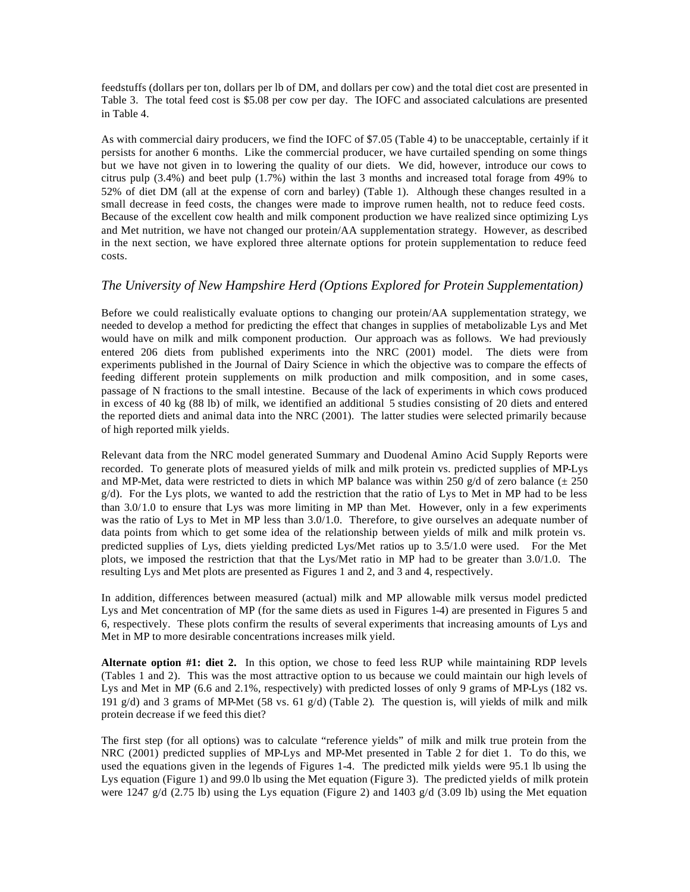feedstuffs (dollars per ton, dollars per lb of DM, and dollars per cow) and the total diet cost are presented in Table 3. The total feed cost is $5.08 per cow per day. The IOFC and associated calculations are presented in Table 4.

As with commercial dairy producers, we find the IOFC of $7.05 (Table 4) to be unacceptable, certainly if it persists for another 6 months. Like the commercial producer, we have curtailed spending on some things but we have not given in to lowering the quality of our diets. We did, however, introduce our cows to citrus pulp (3.4%) and beet pulp (1.7%) within the last 3 months and increased total forage from 49% to 52% of diet DM (all at the expense of corn and barley) (Table 1). Although these changes resulted in a small decrease in feed costs, the changes were made to improve rumen health, not to reduce feed costs. Because of the excellent cow health and milk component production we have realized since optimizing Lys and Met nutrition, we have not changed our protein/AA supplementation strategy. However, as described in the next section, we have explored three alternate options for protein supplementation to reduce feed costs.

## *The University of New Hampshire Herd (Options Explored for Protein Supplementation)*

Before we could realistically evaluate options to changing our protein/AA supplementation strategy, we needed to develop a method for predicting the effect that changes in supplies of metabolizable Lys and Met would have on milk and milk component production. Our approach was as follows. We had previously entered 206 diets from published experiments into the NRC (2001) model. The diets were from experiments published in the Journal of Dairy Science in which the objective was to compare the effects of feeding different protein supplements on milk production and milk composition, and in some cases, passage of N fractions to the small intestine. Because of the lack of experiments in which cows produced in excess of 40 kg (88 lb) of milk, we identified an additional 5 studies consisting of 20 diets and entered the reported diets and animal data into the NRC (2001). The latter studies were selected primarily because of high reported milk yields.

Relevant data from the NRC model generated Summary and Duodenal Amino Acid Supply Reports were recorded. To generate plots of measured yields of milk and milk protein vs. predicted supplies of MP-Lys and MP-Met, data were restricted to diets in which MP balance was within 250 g/d of zero balance (± 250 g/d). For the Lys plots, we wanted to add the restriction that the ratio of Lys to Met in MP had to be less than 3.0/1.0 to ensure that Lys was more limiting in MP than Met. However, only in a few experiments was the ratio of Lys to Met in MP less than 3.0/1.0. Therefore, to give ourselves an adequate number of data points from which to get some idea of the relationship between yields of milk and milk protein vs. predicted supplies of Lys, diets yielding predicted Lys/Met ratios up to 3.5/1.0 were used. For the Met plots, we imposed the restriction that that the Lys/Met ratio in MP had to be greater than 3.0/1.0. The resulting Lys and Met plots are presented as Figures 1 and 2, and 3 and 4, respectively.

In addition, differences between measured (actual) milk and MP allowable milk versus model predicted Lys and Met concentration of MP (for the same diets as used in Figures 1-4) are presented in Figures 5 and 6, respectively. These plots confirm the results of several experiments that increasing amounts of Lys and Met in MP to more desirable concentrations increases milk yield.

**Alternate option #1: diet 2.** In this option, we chose to feed less RUP while maintaining RDP levels (Tables 1 and 2). This was the most attractive option to us because we could maintain our high levels of Lys and Met in MP (6.6 and 2.1%, respectively) with predicted losses of only 9 grams of MP-Lys (182 vs. 191 g/d) and 3 grams of MP-Met (58 vs. 61 g/d) (Table 2). The question is, will yields of milk and milk protein decrease if we feed this diet?

The first step (for all options) was to calculate "reference yields" of milk and milk true protein from the NRC (2001) predicted supplies of MP-Lys and MP-Met presented in Table 2 for diet 1. To do this, we used the equations given in the legends of Figures 1-4. The predicted milk yields were 95.1 lb using the Lys equation (Figure 1) and 99.0 lb using the Met equation (Figure 3). The predicted yields of milk protein were 1247 g/d (2.75 lb) using the Lys equation (Figure 2) and 1403 g/d (3.09 lb) using the Met equation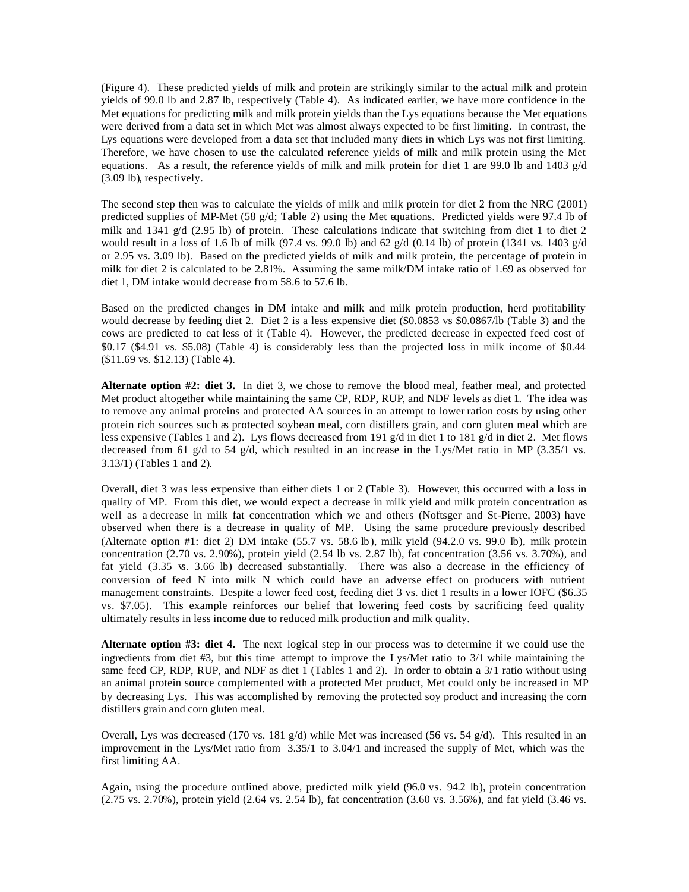(Figure 4). These predicted yields of milk and protein are strikingly similar to the actual milk and protein yields of 99.0 lb and 2.87 lb, respectively (Table 4). As indicated earlier, we have more confidence in the Met equations for predicting milk and milk protein yields than the Lys equations because the Met equations were derived from a data set in which Met was almost always expected to be first limiting. In contrast, the Lys equations were developed from a data set that included many diets in which Lys was not first limiting. Therefore, we have chosen to use the calculated reference yields of milk and milk protein using the Met equations. As a result, the reference yields of milk and milk protein for diet 1 are 99.0 lb and 1403 g/d (3.09 lb), respectively.

The second step then was to calculate the yields of milk and milk protein for diet 2 from the NRC (2001) predicted supplies of MP-Met (58 g/d; Table 2) using the Met equations. Predicted yields were 97.4 lb of milk and 1341 g/d (2.95 lb) of protein. These calculations indicate that switching from diet 1 to diet 2 would result in a loss of 1.6 lb of milk (97.4 vs. 99.0 lb) and 62 g/d (0.14 lb) of protein (1341 vs. 1403 g/d or 2.95 vs. 3.09 lb). Based on the predicted yields of milk and milk protein, the percentage of protein in milk for diet 2 is calculated to be 2.81%. Assuming the same milk/DM intake ratio of 1.69 as observed for diet 1, DM intake would decrease from 58.6 to 57.6 lb.

Based on the predicted changes in DM intake and milk and milk protein production, herd profitability would decrease by feeding diet 2. Diet 2 is a less expensive diet ($0.0853 vs $0.0867/lb (Table 3) and the cows are predicted to eat less of it (Table 4). However, the predicted decrease in expected feed cost of $0.17 ($4.91 vs. $5.08) (Table 4) is considerably less than the projected loss in milk income of $0.44 ($11.69 vs. $12.13) (Table 4).

**Alternate option #2: diet 3.** In diet 3, we chose to remove the blood meal, feather meal, and protected Met product altogether while maintaining the same CP, RDP, RUP, and NDF levels as diet 1. The idea was to remove any animal proteins and protected AA sources in an attempt to lower ration costs by using other protein rich sources such as protected soybean meal, corn distillers grain, and corn gluten meal which are less expensive (Tables 1 and 2). Lys flows decreased from 191 g/d in diet 1 to 181 g/d in diet 2. Met flows decreased from 61 g/d to 54 g/d, which resulted in an increase in the Lys/Met ratio in MP (3.35/1 vs. 3.13/1) (Tables 1 and 2).

Overall, diet 3 was less expensive than either diets 1 or 2 (Table 3). However, this occurred with a loss in quality of MP. From this diet, we would expect a decrease in milk yield and milk protein concentration as well as a decrease in milk fat concentration which we and others (Noftsger and St-Pierre, 2003) have observed when there is a decrease in quality of MP. Using the same procedure previously described (Alternate option #1: diet 2) DM intake (55.7 vs. 58.6 lb), milk yield (94.2.0 vs. 99.0 lb), milk protein concentration (2.70 vs. 2.90%), protein yield (2.54 lb vs. 2.87 lb), fat concentration (3.56 vs. 3.70%), and fat yield (3.35 vs. 3.66 lb) decreased substantially. There was also a decrease in the efficiency of conversion of feed N into milk N which could have an adverse effect on producers with nutrient management constraints. Despite a lower feed cost, feeding diet 3 vs. diet 1 results in a lower IOFC ($6.35 vs. $7.05). This example reinforces our belief that lowering feed costs by sacrificing feed quality ultimately results in less income due to reduced milk production and milk quality.

**Alternate option #3: diet 4.** The next logical step in our process was to determine if we could use the ingredients from diet #3, but this time attempt to improve the Lys/Met ratio to 3/1 while maintaining the same feed CP, RDP, RUP, and NDF as diet 1 (Tables 1 and 2). In order to obtain a 3/1 ratio without using an animal protein source complemented with a protected Met product, Met could only be increased in MP by decreasing Lys. This was accomplished by removing the protected soy product and increasing the corn distillers grain and corn gluten meal.

Overall, Lys was decreased (170 vs. 181 g/d) while Met was increased (56 vs. 54 g/d). This resulted in an improvement in the Lys/Met ratio from 3.35/1 to 3.04/1 and increased the supply of Met, which was the first limiting AA.

Again, using the procedure outlined above, predicted milk yield (96.0 vs. 94.2 lb), protein concentration (2.75 vs. 2.70%), protein yield (2.64 vs. 2.54 lb), fat concentration (3.60 vs. 3.56%), and fat yield (3.46 vs.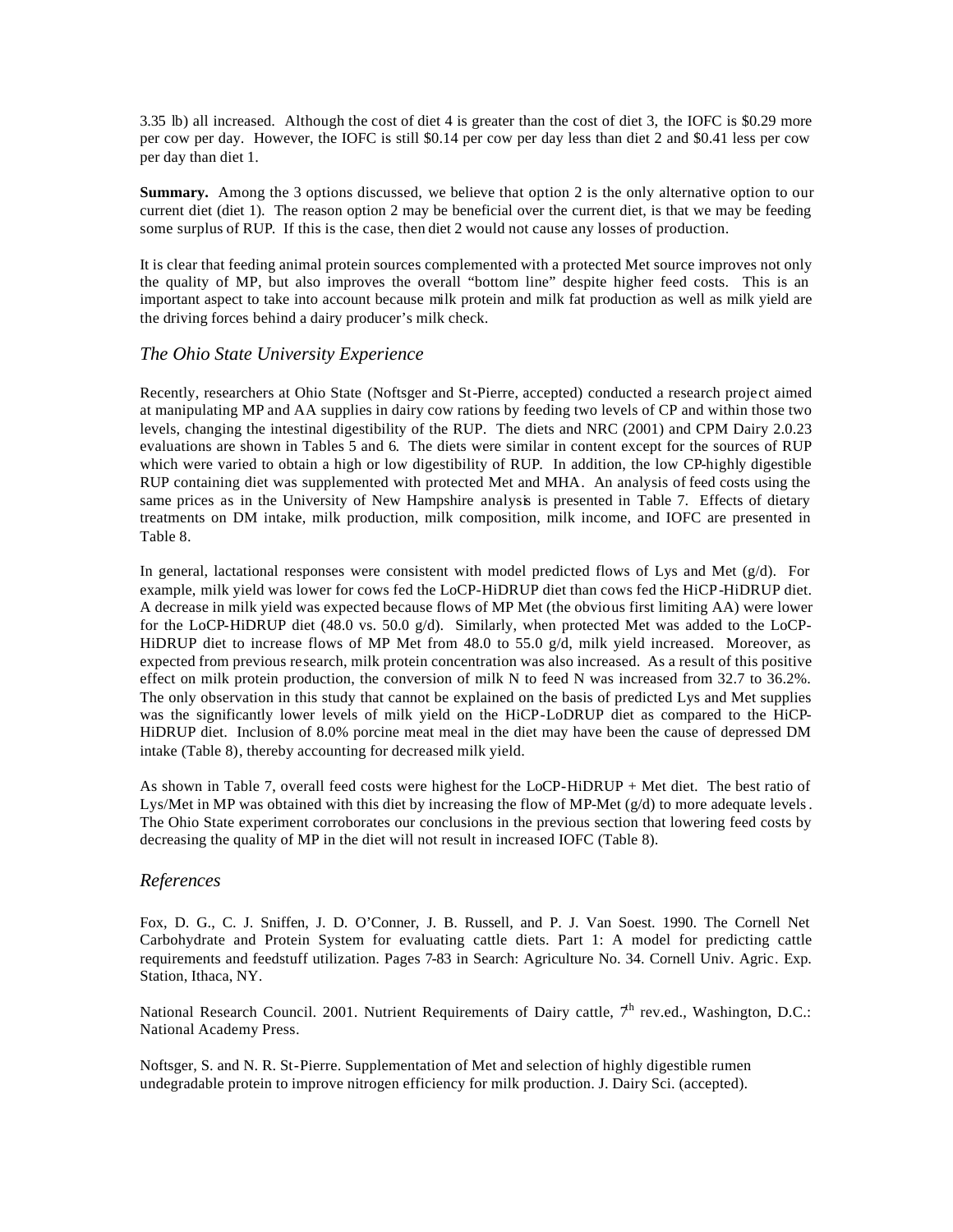3.35 lb) all increased. Although the cost of diet 4 is greater than the cost of diet 3, the IOFC is $0.29 more per cow per day. However, the IOFC is still $0.14 per cow per day less than diet 2 and $0.41 less per cow per day than diet 1.

**Summary.** Among the 3 options discussed, we believe that option 2 is the only alternative option to our current diet (diet 1). The reason option 2 may be beneficial over the current diet, is that we may be feeding some surplus of RUP. If this is the case, then diet 2 would not cause any losses of production.

It is clear that feeding animal protein sources complemented with a protected Met source improves not only the quality of MP, but also improves the overall "bottom line" despite higher feed costs. This is an important aspect to take into account because milk protein and milk fat production as well as milk yield are the driving forces behind a dairy producer's milk check.

## *The Ohio State University Experience*

Recently, researchers at Ohio State (Noftsger and St-Pierre, accepted) conducted a research project aimed at manipulating MP and AA supplies in dairy cow rations by feeding two levels of CP and within those two levels, changing the intestinal digestibility of the RUP. The diets and NRC (2001) and CPM Dairy 2.0.23 evaluations are shown in Tables 5 and 6. The diets were similar in content except for the sources of RUP which were varied to obtain a high or low digestibility of RUP. In addition, the low CP-highly digestible RUP containing diet was supplemented with protected Met and MHA. An analysis of feed costs using the same prices as in the University of New Hampshire analysis is presented in Table 7. Effects of dietary treatments on DM intake, milk production, milk composition, milk income, and IOFC are presented in Table 8.

In general, lactational responses were consistent with model predicted flows of Lys and Met (g/d). For example, milk yield was lower for cows fed the LoCP-HiDRUP diet than cows fed the HiCP-HiDRUP diet. A decrease in milk yield was expected because flows of MP Met (the obvious first limiting AA) were lower for the LoCP-HiDRUP diet (48.0 vs. 50.0 g/d). Similarly, when protected Met was added to the LoCP-HiDRUP diet to increase flows of MP Met from 48.0 to 55.0 g/d, milk yield increased. Moreover, as expected from previous research, milk protein concentration was also increased. As a result of this positive effect on milk protein production, the conversion of milk N to feed N was increased from 32.7 to 36.2%. The only observation in this study that cannot be explained on the basis of predicted Lys and Met supplies was the significantly lower levels of milk yield on the HiCP-LoDRUP diet as compared to the HiCP-HiDRUP diet. Inclusion of 8.0% porcine meat meal in the diet may have been the cause of depressed DM intake (Table 8), thereby accounting for decreased milk yield.

As shown in Table 7, overall feed costs were highest for the LoCP-HiDRUP + Met diet. The best ratio of Lys/Met in MP was obtained with this diet by increasing the flow of MP-Met (g/d) to more adequate levels. The Ohio State experiment corroborates our conclusions in the previous section that lowering feed costs by decreasing the quality of MP in the diet will not result in increased IOFC (Table 8).

## *References*

Fox, D. G., C. J. Sniffen, J. D. O'Conner, J. B. Russell, and P. J. Van Soest. 1990. The Cornell Net Carbohydrate and Protein System for evaluating cattle diets. Part 1: A model for predicting cattle requirements and feedstuff utilization. Pages 7-83 in Search: Agriculture No. 34. Cornell Univ. Agric. Exp. Station, Ithaca, NY.

National Research Council. 2001. Nutrient Requirements of Dairy cattle, 7th rev.ed., Washington, D.C.: National Academy Press.

Noftsger, S. and N. R. St-Pierre. Supplementation of Met and selection of highly digestible rumen undegradable protein to improve nitrogen efficiency for milk production. J. Dairy Sci. (accepted).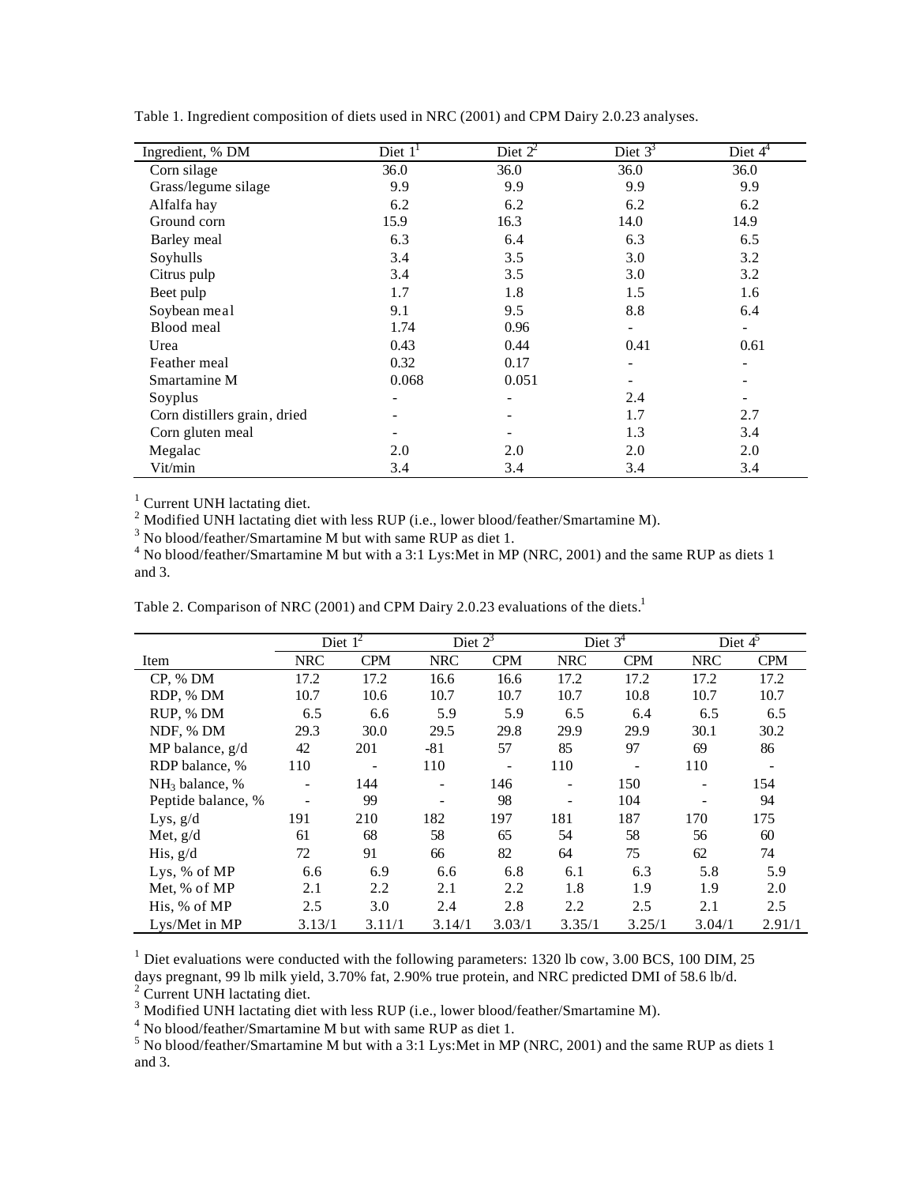Table 1. Ingredient composition of diets used in NRC (2001) and CPM Dairy 2.0.23 analyses.

| Ingredient, % DM | Diet 1[1] | Diet 2[2] | Diet 3[3] | Diet 4[4] |
|---|---|---|---|---|
| Corn silage | 36.0 | 36.0 | 36.0 | 36.0 |
| Grass/legume silage | 9.9 | 9.9 | 9.9 | 9.9 |
| Alfalfa hay | 6.2 | 6.2 | 6.2 | 6.2 |
| Ground corn | 15.9 | 16.3 | 14.0 | 14.9 |
| Barley meal | 6.3 | 6.4 | 6.3 | 6.5 |
| Soyhulls | 3.4 | 3.5 | 3.0 | 3.2 |
| Citrus pulp | 3.4 | 3.5 | 3.0 | 3.2 |
| Beet pulp | 1.7 | 1.8 | 1.5 | 1.6 |
| Soybean meal | 9.1 | 9.5 | 8.8 | 6.4 |
| Blood meal | 1.74 | 0.96 | - | - |
| Urea | 0.43 | 0.44 | 0.41 | 0.61 |
| Feather meal | 0.32 | 0.17 | - | - |
| Smartamine M | 0.068 | 0.051 | - | - |
| Soyplus | - | - | 2.4 | - |
| Corn distillers grain, dried | - | - | 1.7 | 2.7 |
| Corn gluten meal | - | - | 1.3 | 3.4 |
| Megalac | 2.0 | 2.0 | 2.0 | 2.0 |
| Vit/min | 3.4 | 3.4 | 3.4 | 3.4 |

[1] Current UNH lactating diet.
[2] Modified UNH lactating diet with less RUP (i.e., lower blood/feather/Smartamine M).
[3] No blood/feather/Smartamine M but with same RUP as diet 1.
[4] No blood/feather/Smartamine M but with a 3:1 Lys:Met in MP (NRC, 2001) and the same RUP as diets 1 and 3.

Table 2. Comparison of NRC (2001) and CPM Dairy 2.0.23 evaluations of the diets.[1]

| | Diet 1[2] | | Diet 2[3] | | Diet 3[4] | | Diet 4[5] | |
|---|---|---|---|---|---|---|---|---|
| Item | NRC | CPM | NRC | CPM | NRC | CPM | NRC | CPM |
| CP, % DM | 17.2 | 17.2 | 16.6 | 16.6 | 17.2 | 17.2 | 17.2 | 17.2 |
| RDP, % DM | 10.7 | 10.6 | 10.7 | 10.7 | 10.7 | 10.8 | 10.7 | 10.7 |
| RUP, % DM | 6.5 | 6.6 | 5.9 | 5.9 | 6.5 | 6.4 | 6.5 | 6.5 |
| NDF, % DM | 29.3 | 30.0 | 29.5 | 29.8 | 29.9 | 29.9 | 30.1 | 30.2 |
| MP balance, g/d | 42 | 201 | -81 | 57 | 85 | 97 | 69 | 86 |
| RDP balance, % | 110 | - | 110 | - | 110 | - | 110 | - |
| $NH_3$ balance, % | - | 144 | - | 146 | - | 150 | - | 154 |
| Peptide balance, % | - | 99 | - | 98 | - | 104 | - | 94 |
| Lys, g/d | 191 | 210 | 182 | 197 | 181 | 187 | 170 | 175 |
| Met, g/d | 61 | 68 | 58 | 65 | 54 | 58 | 56 | 60 |
| His, g/d | 72 | 91 | 66 | 82 | 64 | 75 | 62 | 74 |
| Lys, % of MP | 6.6 | 6.9 | 6.6 | 6.8 | 6.1 | 6.3 | 5.8 | 5.9 |
| Met, % of MP | 2.1 | 2.2 | 2.1 | 2.2 | 1.8 | 1.9 | 1.9 | 2.0 |
| His, % of MP | 2.5 | 3.0 | 2.4 | 2.8 | 2.2 | 2.5 | 2.1 | 2.5 |
| Lys/Met in MP | 3.13/1 | 3.11/1 | 3.14/1 | 3.03/1 | 3.35/1 | 3.25/1 | 3.04/1 | 2.91/1 |

[1] Diet evaluations were conducted with the following parameters: 1320 lb cow, 3.00 BCS, 100 DIM, 25 days pregnant, 99 lb milk yield, 3.70% fat, 2.90% true protein, and NRC predicted DMI of 58.6 lb/d.
[2] Current UNH lactating diet.
[3] Modified UNH lactating diet with less RUP (i.e., lower blood/feather/Smartamine M).
[4] No blood/feather/Smartamine M but with same RUP as diet 1.
[5] No blood/feather/Smartamine M but with a 3:1 Lys:Met in MP (NRC, 2001) and the same RUP as diets 1 and 3.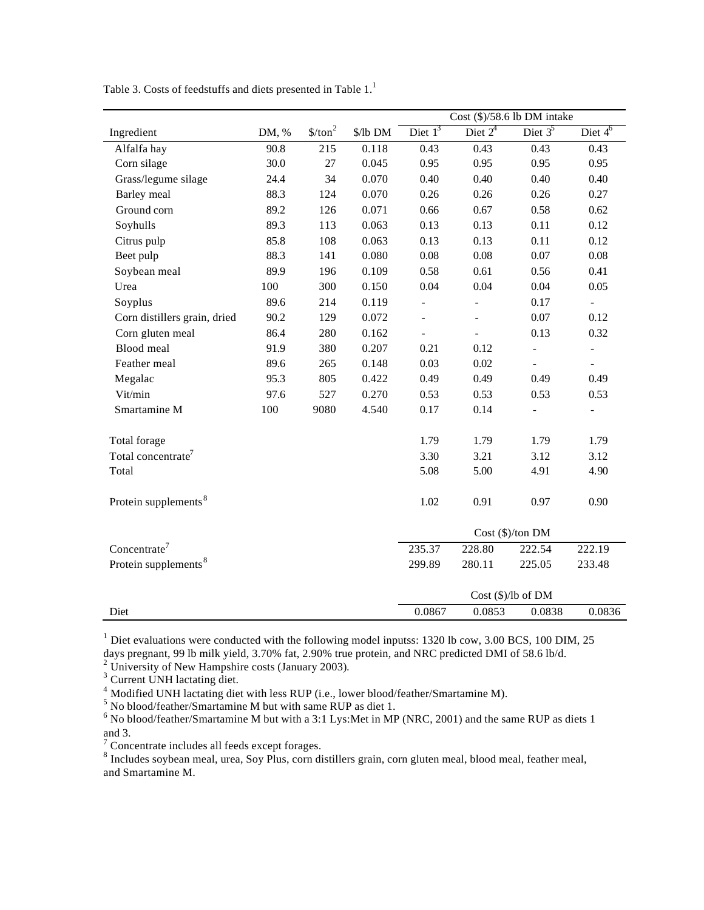Table 3. Costs of feedstuffs and diets presented in Table 1.[1]

| Ingredient | DM, % | \$/ton[2] | \$/lb DM | Cost (\$)/58.6 lb DM intake | | | |
|---|---|---|---|---|---|---|---|
| | | | | Diet 1[3] | Diet 2[4] | Diet 3[5] | Diet 4[6] |
| Alfalfa hay | 90.8 | 215 | 0.118 | 0.43 | 0.43 | 0.43 | 0.43 |
| Corn silage | 30.0 | 27 | 0.045 | 0.95 | 0.95 | 0.95 | 0.95 |
| Grass/legume silage | 24.4 | 34 | 0.070 | 0.40 | 0.40 | 0.40 | 0.40 |
| Barley meal | 88.3 | 124 | 0.070 | 0.26 | 0.26 | 0.26 | 0.27 |
| Ground corn | 89.2 | 126 | 0.071 | 0.66 | 0.67 | 0.58 | 0.62 |
| Soyhulls | 89.3 | 113 | 0.063 | 0.13 | 0.13 | 0.11 | 0.12 |
| Citrus pulp | 85.8 | 108 | 0.063 | 0.13 | 0.13 | 0.11 | 0.12 |
| Beet pulp | 88.3 | 141 | 0.080 | 0.08 | 0.08 | 0.07 | 0.08 |
| Soybean meal | 89.9 | 196 | 0.109 | 0.58 | 0.61 | 0.56 | 0.41 |
| Urea | 100 | 300 | 0.150 | 0.04 | 0.04 | 0.04 | 0.05 |
| Soyplus | 89.6 | 214 | 0.119 | - | - | 0.17 | - |
| Corn distillers grain, dried | 90.2 | 129 | 0.072 | - | - | 0.07 | 0.12 |
| Corn gluten meal | 86.4 | 280 | 0.162 | - | - | 0.13 | 0.32 |
| Blood meal | 91.9 | 380 | 0.207 | 0.21 | 0.12 | - | - |
| Feather meal | 89.6 | 265 | 0.148 | 0.03 | 0.02 | - | - |
| Megalac | 95.3 | 805 | 0.422 | 0.49 | 0.49 | 0.49 | 0.49 |
| Vit/min | 97.6 | 527 | 0.270 | 0.53 | 0.53 | 0.53 | 0.53 |
| Smartamine M | 100 | 9080 | 4.540 | 0.17 | 0.14 | - | - |
| Total forage | | | | 1.79 | 1.79 | 1.79 | 1.79 |
| Total concentrate[7] | | | | 3.30 | 3.21 | 3.12 | 3.12 |
| Total | | | | 5.08 | 5.00 | 4.91 | 4.90 |
| Protein supplements[8] | | | | 1.02 | 0.91 | 0.97 | 0.90 |
| | | | | Cost (\$)/ton DM | | | |
| Concentrate[7] | | | | 235.37 | 228.80 | 222.54 | 222.19 |
| Protein supplements[8] | | | | 299.89 | 280.11 | 225.05 | 233.48 |
| | | | | Cost (\$)/lb of DM | | | |
| Diet | | | | 0.0867 | 0.0853 | 0.0838 | 0.0836 |

[1] Diet evaluations were conducted with the following model inputss: 1320 lb cow, 3.00 BCS, 100 DIM, 25 days pregnant, 99 lb milk yield, 3.70% fat, 2.90% true protein, and NRC predicted DMI of 58.6 lb/d.
[2] University of New Hampshire costs (January 2003).
[3] Current UNH lactating diet.
[4] Modified UNH lactating diet with less RUP (i.e., lower blood/feather/Smartamine M).
[5] No blood/feather/Smartamine M but with same RUP as diet 1.
[6] No blood/feather/Smartamine M but with a 3:1 Lys:Met in MP (NRC, 2001) and the same RUP as diets 1 and 3.
[7] Concentrate includes all feeds except forages.
[8] Includes soybean meal, urea, Soy Plus, corn distillers grain, corn gluten meal, blood meal, feather meal, and Smartamine M.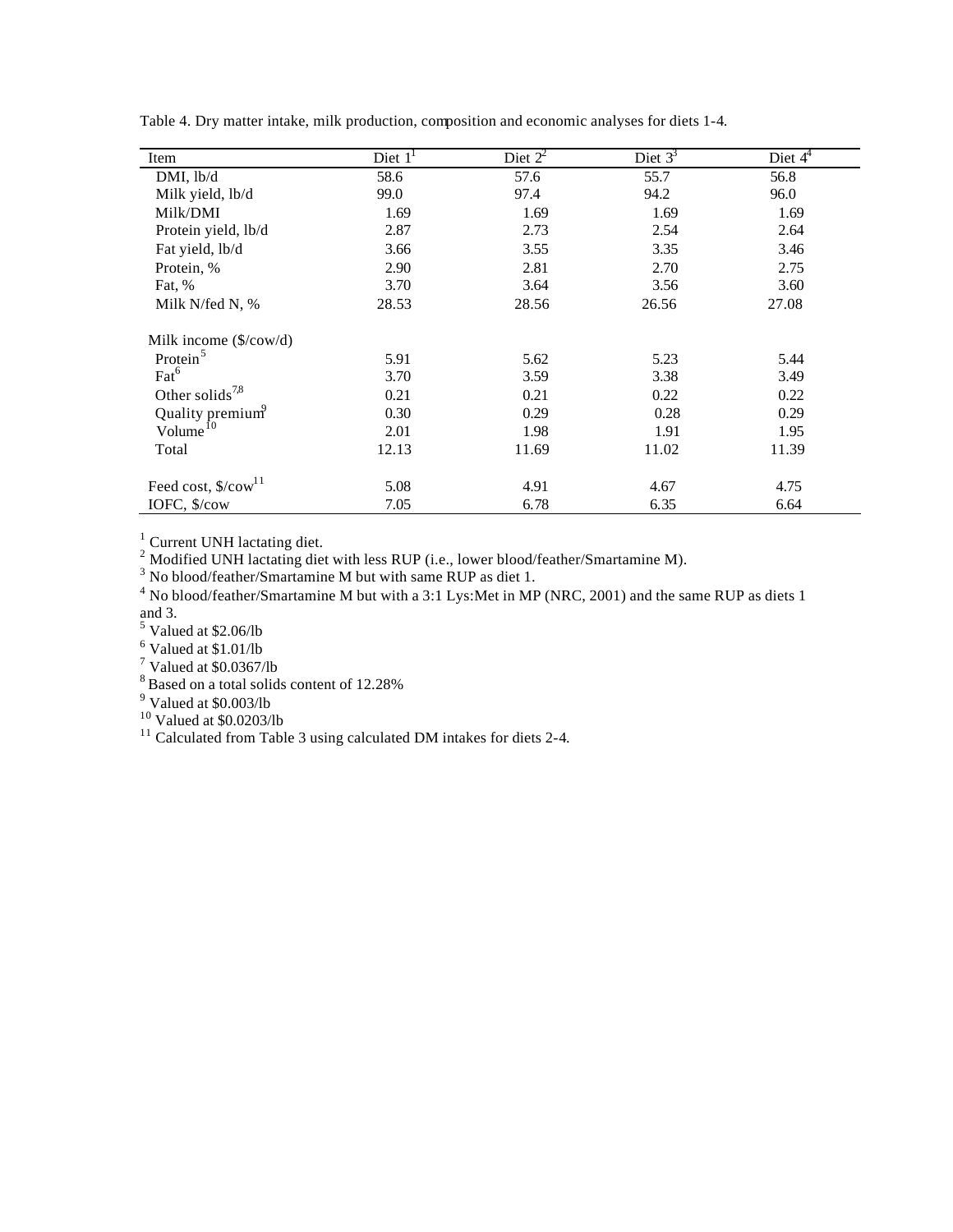Table 4. Dry matter intake, milk production, composition and economic analyses for diets 1-4.

| Item | Diet 1[1] | Diet 2[2] | Diet 3[3] | Diet 4[4] |
|---|---|---|---|---|
| DMI, lb/d | 58.6 | 57.6 | 55.7 | 56.8 |
| Milk yield, lb/d | 99.0 | 97.4 | 94.2 | 96.0 |
| Milk/DMI | 1.69 | 1.69 | 1.69 | 1.69 |
| Protein yield, lb/d | 2.87 | 2.73 | 2.54 | 2.64 |
| Fat yield, lb/d | 3.66 | 3.55 | 3.35 | 3.46 |
| Protein, % | 2.90 | 2.81 | 2.70 | 2.75 |
| Fat, % | 3.70 | 3.64 | 3.56 | 3.60 |
| Milk N/fed N, % | 28.53 | 28.56 | 26.56 | 27.08 |
| Milk income ($/cow/d) | | | | |
| Protein[5] | 5.91 | 5.62 | 5.23 | 5.44 |
| Fat[6] | 3.70 | 3.59 | 3.38 | 3.49 |
| Other solids[7,8] | 0.21 | 0.21 | 0.22 | 0.22 |
| Quality premium[9] | 0.30 | 0.29 | 0.28 | 0.29 |
| Volume[10] | 2.01 | 1.98 | 1.91 | 1.95 |
| Total | 12.13 | 11.69 | 11.02 | 11.39 |
| Feed cost, $/cow[11] | 5.08 | 4.91 | 4.67 | 4.75 |
| IOFC, $/cow | 7.05 | 6.78 | 6.35 | 6.64 |

[1] Current UNH lactating diet.
[2] Modified UNH lactating diet with less RUP (i.e., lower blood/feather/Smartamine M).
[3] No blood/feather/Smartamine M but with same RUP as diet 1.
[4] No blood/feather/Smartamine M but with a 3:1 Lys:Met in MP (NRC, 2001) and the same RUP as diets 1 and 3.
[5] Valued at $2.06/lb
[6] Valued at $1.01/lb
[7] Valued at $0.0367/lb
[8] Based on a total solids content of 12.28%
[9] Valued at $0.003/lb
[10] Valued at $0.0203/lb
[11] Calculated from Table 3 using calculated DM intakes for diets 2-4.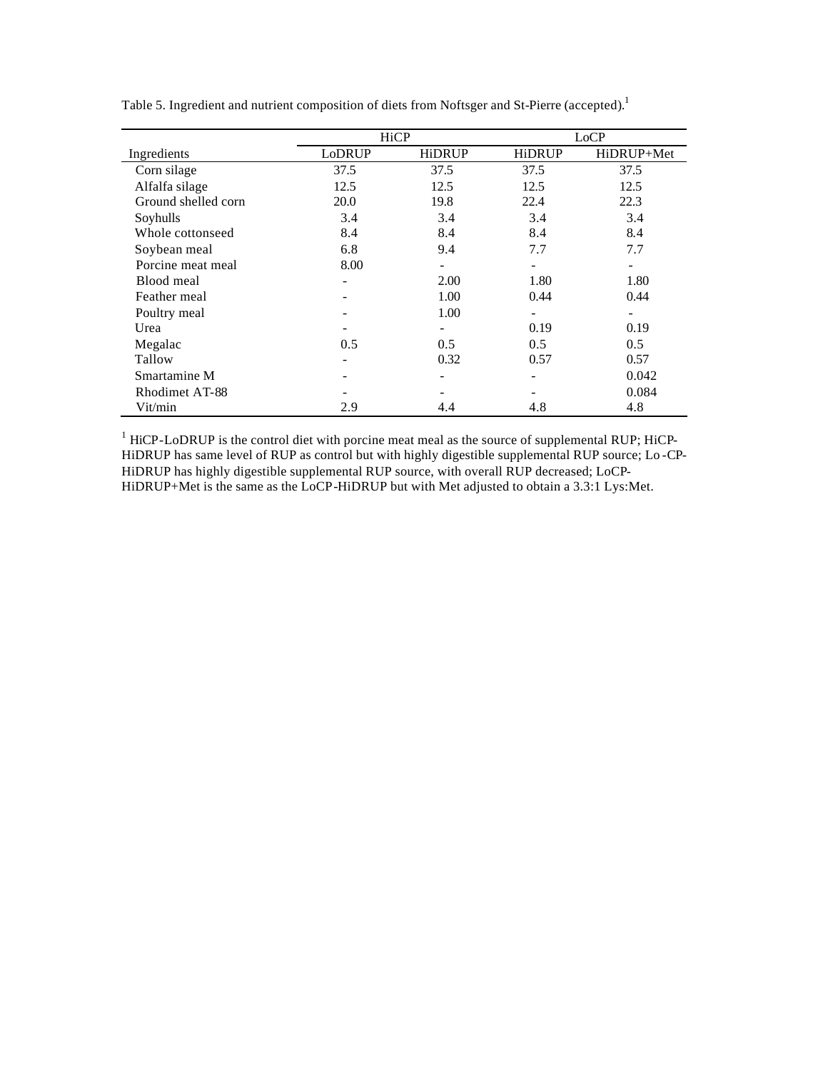Table 5. Ingredient and nutrient composition of diets from Noftsger and St-Pierre (accepted).[1]

| | HiCP | | LoCP | |
|---|---|---|---|---|
| Ingredients | LoDRUP | HiDRUP | HiDRUP | HiDRUP+Met |
| Corn silage | 37.5 | 37.5 | 37.5 | 37.5 |
| Alfalfa silage | 12.5 | 12.5 | 12.5 | 12.5 |
| Ground shelled corn | 20.0 | 19.8 | 22.4 | 22.3 |
| Soyhulls | 3.4 | 3.4 | 3.4 | 3.4 |
| Whole cottonseed | 8.4 | 8.4 | 8.4 | 8.4 |
| Soybean meal | 6.8 | 9.4 | 7.7 | 7.7 |
| Porcine meat meal | 8.00 | - | - | - |
| Blood meal | - | 2.00 | 1.80 | 1.80 |
| Feather meal | - | 1.00 | 0.44 | 0.44 |
| Poultry meal | - | 1.00 | - | - |
| Urea | - | - | 0.19 | 0.19 |
| Megalac | 0.5 | 0.5 | 0.5 | 0.5 |
| Tallow | - | 0.32 | 0.57 | 0.57 |
| Smartamine M | - | - | - | 0.042 |
| Rhodimet AT-88 | - | - | - | 0.084 |
| Vit/min | 2.9 | 4.4 | 4.8 | 4.8 |

[1] HiCP-LoDRUP is the control diet with porcine meat meal as the source of supplemental RUP; HiCP-HiDRUP has same level of RUP as control but with highly digestible supplemental RUP source; Lo-CP-HiDRUP has highly digestible supplemental RUP source, with overall RUP decreased; LoCP-HiDRUP+Met is the same as the LoCP-HiDRUP but with Met adjusted to obtain a 3.3:1 Lys:Met.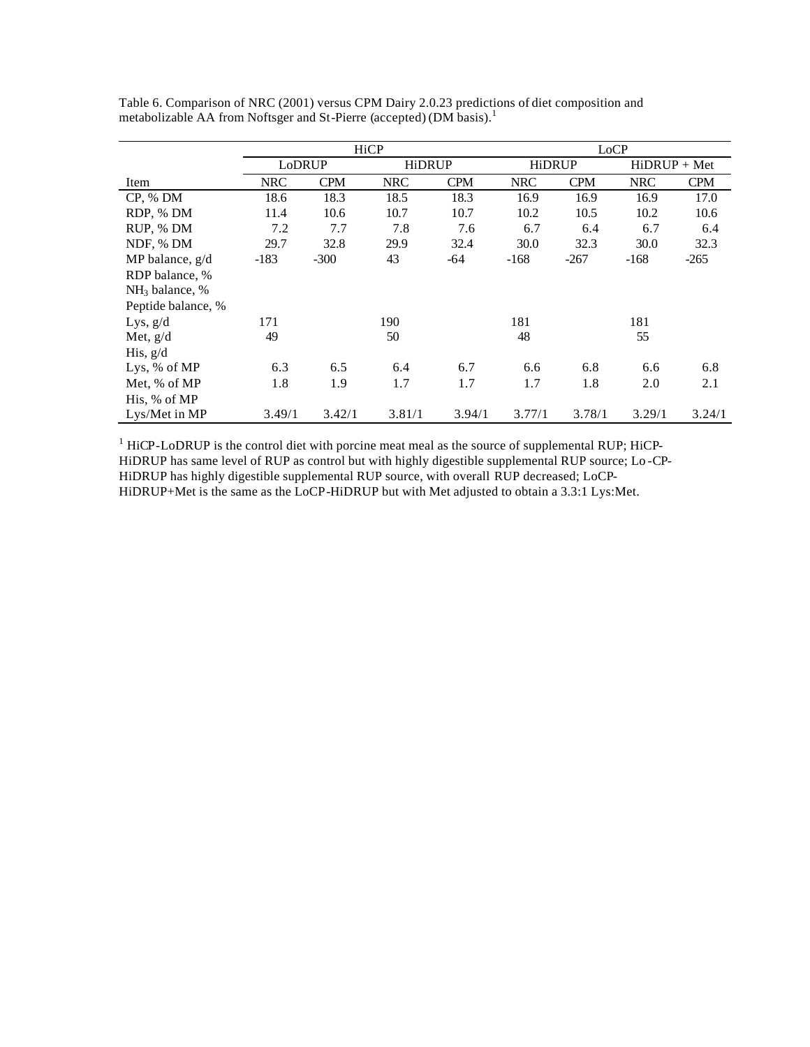Table 6. Comparison of NRC (2001) versus CPM Dairy 2.0.23 predictions of diet composition and metabolizable AA from Noftsger and St-Pierre (accepted) (DM basis).[1]

| | HiCP | | | | LoCP | | | |
|---|---|---|---|---|---|---|---|---|
| | LoDRUP | | HiDRUP | | HiDRUP | | HiDRUP + Met | |
| Item | NRC | CPM | NRC | CPM | NRC | CPM | NRC | CPM |
| CP, % DM | 18.6 | 18.3 | 18.5 | 18.3 | 16.9 | 16.9 | 16.9 | 17.0 |
| RDP, % DM | 11.4 | 10.6 | 10.7 | 10.7 | 10.2 | 10.5 | 10.2 | 10.6 |
| RUP, % DM | 7.2 | 7.7 | 7.8 | 7.6 | 6.7 | 6.4 | 6.7 | 6.4 |
| NDF, % DM | 29.7 | 32.8 | 29.9 | 32.4 | 30.0 | 32.3 | 30.0 | 32.3 |
| MP balance, g/d | -183 | -300 | 43 | -64 | -168 | -267 | -168 | -265 |
| RDP balance, % | | | | | | | | |
| $NH_3$ balance, % | | | | | | | | |
| Peptide balance, % | | | | | | | | |
| Lys, g/d | 171 | | 190 | | 181 | | 181 | |
| Met, g/d | 49 | | 50 | | 48 | | 55 | |
| His, g/d | | | | | | | | |
| Lys, % of MP | 6.3 | 6.5 | 6.4 | 6.7 | 6.6 | 6.8 | 6.6 | 6.8 |
| Met, % of MP | 1.8 | 1.9 | 1.7 | 1.7 | 1.7 | 1.8 | 2.0 | 2.1 |
| His, % of MP | | | | | | | | |
| Lys/Met in MP | 3.49/1 | 3.42/1 | 3.81/1 | 3.94/1 | 3.77/1 | 3.78/1 | 3.29/1 | 3.24/1 |

[1] HiCP-LoDRUP is the control diet with porcine meat meal as the source of supplemental RUP; HiCP-HiDRUP has same level of RUP as control but with highly digestible supplemental RUP source; Lo-CP-HiDRUP has highly digestible supplemental RUP source, with overall RUP decreased; LoCP-HiDRUP+Met is the same as the LoCP-HiDRUP but with Met adjusted to obtain a 3.3:1 Lys:Met.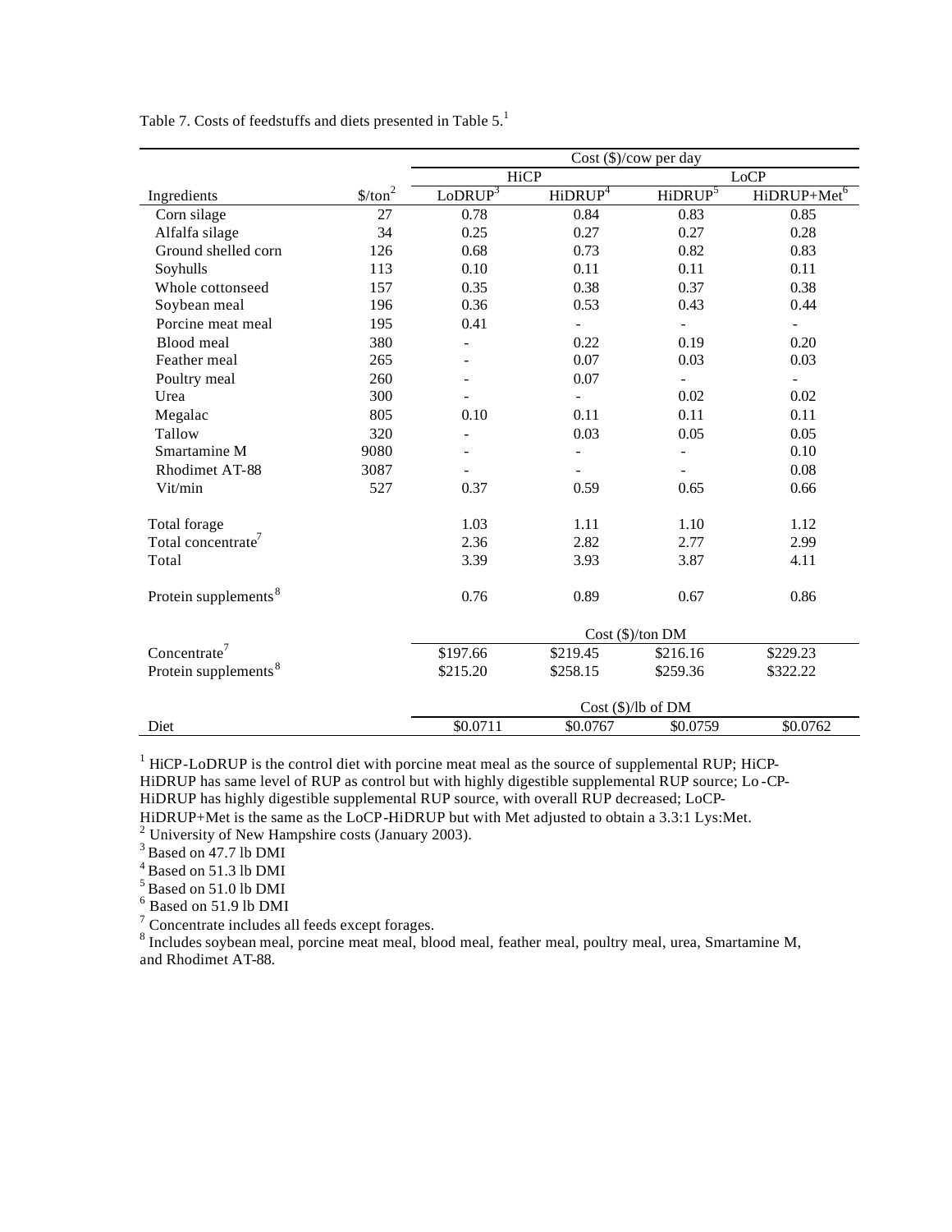Table 7. Costs of feedstuffs and diets presented in Table 5.[1]

| | | Cost ($)/cow per day | | | |
|---|---|---|---|---|---|
| | | HiCP | | LoCP | |
| Ingredients | $/ton[2] | LoDRUP[3] | HiDRUP[4] | HiDRUP[5] | HiDRUP+Met[6] |
| Corn silage | 27 | 0.78 | 0.84 | 0.83 | 0.85 |
| Alfalfa silage | 34 | 0.25 | 0.27 | 0.27 | 0.28 |
| Ground shelled corn | 126 | 0.68 | 0.73 | 0.82 | 0.83 |
| Soyhulls | 113 | 0.10 | 0.11 | 0.11 | 0.11 |
| Whole cottonseed | 157 | 0.35 | 0.38 | 0.37 | 0.38 |
| Soybean meal | 196 | 0.36 | 0.53 | 0.43 | 0.44 |
| Porcine meat meal | 195 | 0.41 | - | - | - |
| Blood meal | 380 | - | 0.22 | 0.19 | 0.20 |
| Feather meal | 265 | - | 0.07 | 0.03 | 0.03 |
| Poultry meal | 260 | - | 0.07 | - | - |
| Urea | 300 | - | - | 0.02 | 0.02 |
| Megalac | 805 | 0.10 | 0.11 | 0.11 | 0.11 |
| Tallow | 320 | - | 0.03 | 0.05 | 0.05 |
| Smartamine M | 9080 | - | - | - | 0.10 |
| Rhodimet AT-88 | 3087 | - | - | - | 0.08 |
| Vit/min | 527 | 0.37 | 0.59 | 0.65 | 0.66 |
| Total forage | | 1.03 | 1.11 | 1.10 | 1.12 |
| Total concentrate[7] | | 2.36 | 2.82 | 2.77 | 2.99 |
| Total | | 3.39 | 3.93 | 3.87 | 4.11 |
| Protein supplements[8] | | 0.76 | 0.89 | 0.67 | 0.86 |
| | | Cost ($)/ton DM | | | |
| Concentrate[7] | | $197.66 | $219.45 | $216.16 | $229.23 |
| Protein supplements[8] | | $215.20 | $258.15 | $259.36 | $322.22 |
| | | Cost ($)/lb of DM | | | |
| Diet | | $0.0711 | $0.0767 | $0.0759 | $0.0762 |

[1] HiCP-LoDRUP is the control diet with porcine meat meal as the source of supplemental RUP; HiCP-HiDRUP has same level of RUP as control but with highly digestible supplemental RUP source; Lo-CP-HiDRUP has highly digestible supplemental RUP source, with overall RUP decreased; LoCP-HiDRUP+Met is the same as the LoCP-HiDRUP but with Met adjusted to obtain a 3.3:1 Lys:Met.

[2] University of New Hampshire costs (January 2003).

[3] Based on 47.7 lb DMI

[4] Based on 51.3 lb DMI

[5] Based on 51.0 lb DMI

[6] Based on 51.9 lb DMI

[7] Concentrate includes all feeds except forages.

[8] Includes soybean meal, porcine meat meal, blood meal, feather meal, poultry meal, urea, Smartamine M, and Rhodimet AT-88.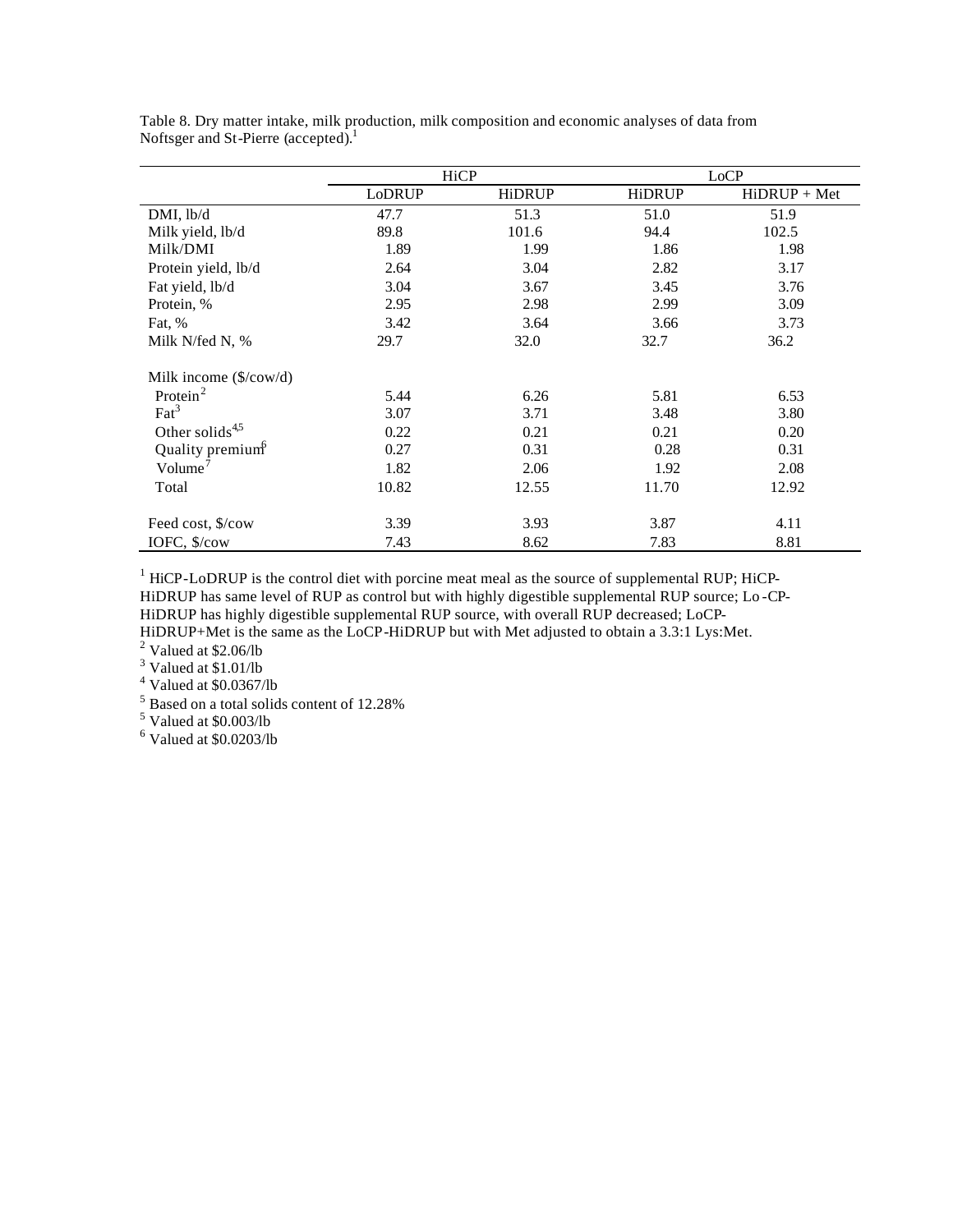Table 8. Dry matter intake, milk production, milk composition and economic analyses of data from Noftsger and St-Pierre (accepted).[1]

| | HiCP | | LoCP | |
|---|---|---|---|---|
| | LoDRUP | HiDRUP | HiDRUP | HiDRUP + Met |
| DMI, lb/d | 47.7 | 51.3 | 51.0 | 51.9 |
| Milk yield, lb/d | 89.8 | 101.6 | 94.4 | 102.5 |
| Milk/DMI | 1.89 | 1.99 | 1.86 | 1.98 |
| Protein yield, lb/d | 2.64 | 3.04 | 2.82 | 3.17 |
| Fat yield, lb/d | 3.04 | 3.67 | 3.45 | 3.76 |
| Protein, % | 2.95 | 2.98 | 2.99 | 3.09 |
| Fat, % | 3.42 | 3.64 | 3.66 | 3.73 |
| Milk N/fed N, % | 29.7 | 32.0 | 32.7 | 36.2 |
| Milk income ($/cow/d) | | | | |
| Protein[2] | 5.44 | 6.26 | 5.81 | 6.53 |
| Fat[3] | 3.07 | 3.71 | 3.48 | 3.80 |
| Other solids[4,5] | 0.22 | 0.21 | 0.21 | 0.20 |
| Quality premium[6] | 0.27 | 0.31 | 0.28 | 0.31 |
| Volume[7] | 1.82 | 2.06 | 1.92 | 2.08 |
| Total | 10.82 | 12.55 | 11.70 | 12.92 |
| Feed cost, $/cow | 3.39 | 3.93 | 3.87 | 4.11 |
| IOFC, $/cow | 7.43 | 8.62 | 7.83 | 8.81 |

[1] HiCP-LoDRUP is the control diet with porcine meat meal as the source of supplemental RUP; HiCP-HiDRUP has same level of RUP as control but with highly digestible supplemental RUP source; Lo-CP-HiDRUP has highly digestible supplemental RUP source, with overall RUP decreased; LoCP-HiDRUP+Met is the same as the LoCP-HiDRUP but with Met adjusted to obtain a 3.3:1 Lys:Met.
[2] Valued at $2.06/lb
[3] Valued at $1.01/lb
[4] Valued at $0.0367/lb
[5] Based on a total solids content of 12.28%
[5] Valued at $0.003/lb
[6] Valued at $0.0203/lb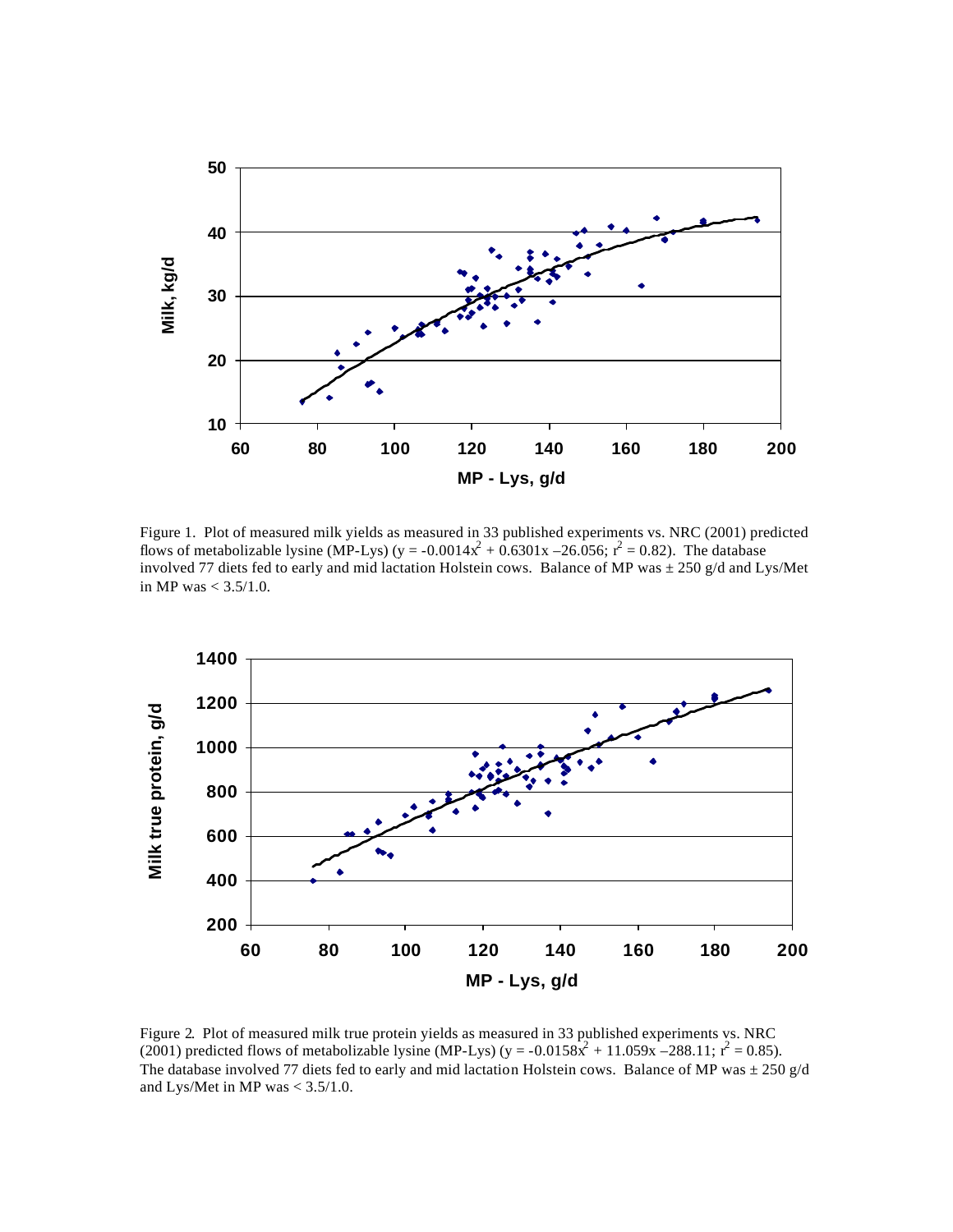Figure 1. Plot of measured milk yields as measured in 33 published experiments vs. NRC (2001) predicted flows of metabolizable lysine (MP-Lys) ($y = -0.0014x^2 + 0.6301x - 26.056$; $r^2 = 0.82$). The database involved 77 diets fed to early and mid lactation Holstein cows. Balance of MP was ± 250 g/d and Lys/Met in MP was < 3.5/1.0.

Figure 2. Plot of measured milk true protein yields as measured in 33 published experiments vs. NRC (2001) predicted flows of metabolizable lysine (MP-Lys) ($y = -0.0158x^2 + 11.059x - 288.11$; $r^2 = 0.85$). The database involved 77 diets fed to early and mid lactation Holstein cows. Balance of MP was ± 250 g/d and Lys/Met in MP was < 3.5/1.0.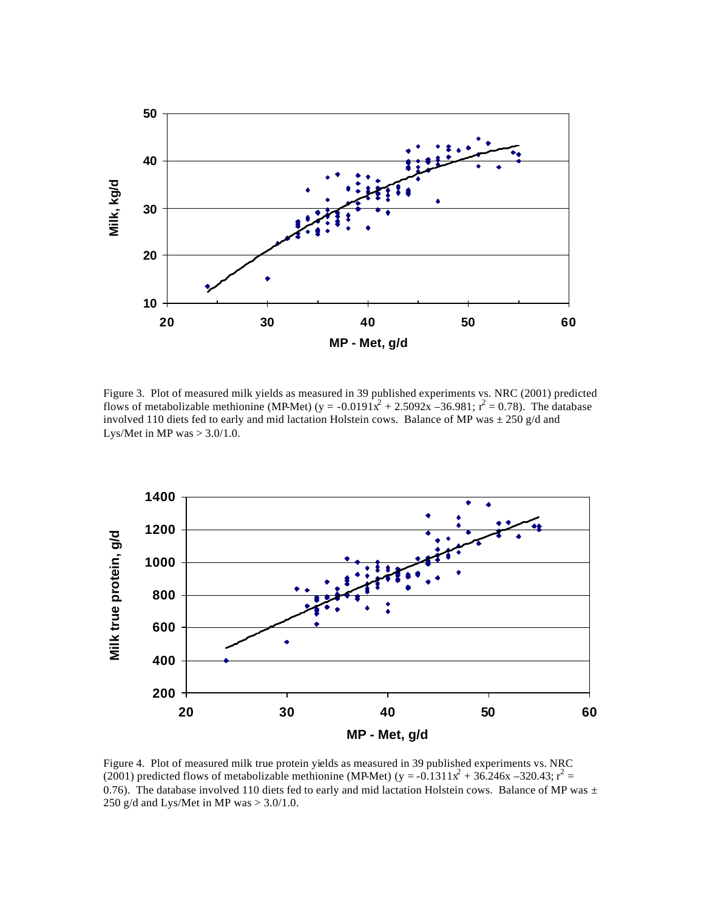Figure 3. Plot of measured milk yields as measured in 39 published experiments vs. NRC (2001) predicted flows of metabolizable methionine (MP-Met) ($y = -0.0191x^2 + 2.5092x - 36.981$; $r^2 = 0.78$). The database involved 110 diets fed to early and mid lactation Holstein cows. Balance of MP was ± 250 g/d and Lys/Met in MP was > 3.0/1.0.

Figure 4. Plot of measured milk true protein yields as measured in 39 published experiments vs. NRC (2001) predicted flows of metabolizable methionine (MP-Met) ($y = -0.1311x^2 + 36.246x - 320.43$; $r^2 = 0.76$). The database involved 110 diets fed to early and mid lactation Holstein cows. Balance of MP was ± 250 g/d and Lys/Met in MP was > 3.0/1.0.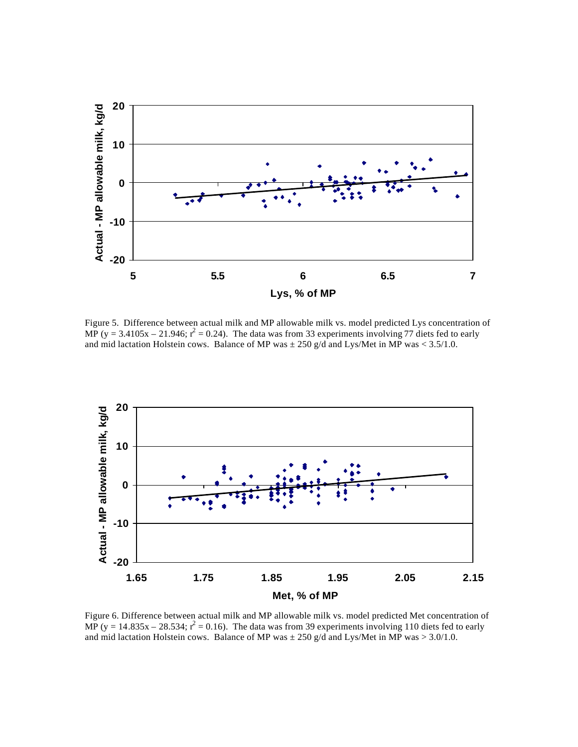20
10
0
-10
-20
5
5.5
6
6.5
7
Actual - MP allowable milk, kg/d
Lys, % of MP

Figure 5. Difference between actual milk and MP allowable milk vs. model predicted Lys concentration of MP ($y = 3.4105x – 21.946$; $r^2 = 0.24$). The data was from 33 experiments involving 77 diets fed to early and mid lactation Holstein cows. Balance of MP was ± 250 g/d and Lys/Met in MP was < 3.5/1.0.

20
10
0
-10
-20
1.65
1.75
1.85
1.95
2.05
2.15
Actual - MP allowable milk, kg/d
Met, % of MP

Figure 6. Difference between actual milk and MP allowable milk vs. model predicted Met concentration of MP ($y = 14.835x – 28.534$; $r^2 = 0.16$). The data was from 39 experiments involving 110 diets fed to early and mid lactation Holstein cows. Balance of MP was ± 250 g/d and Lys/Met in MP was > 3.0/1.0.